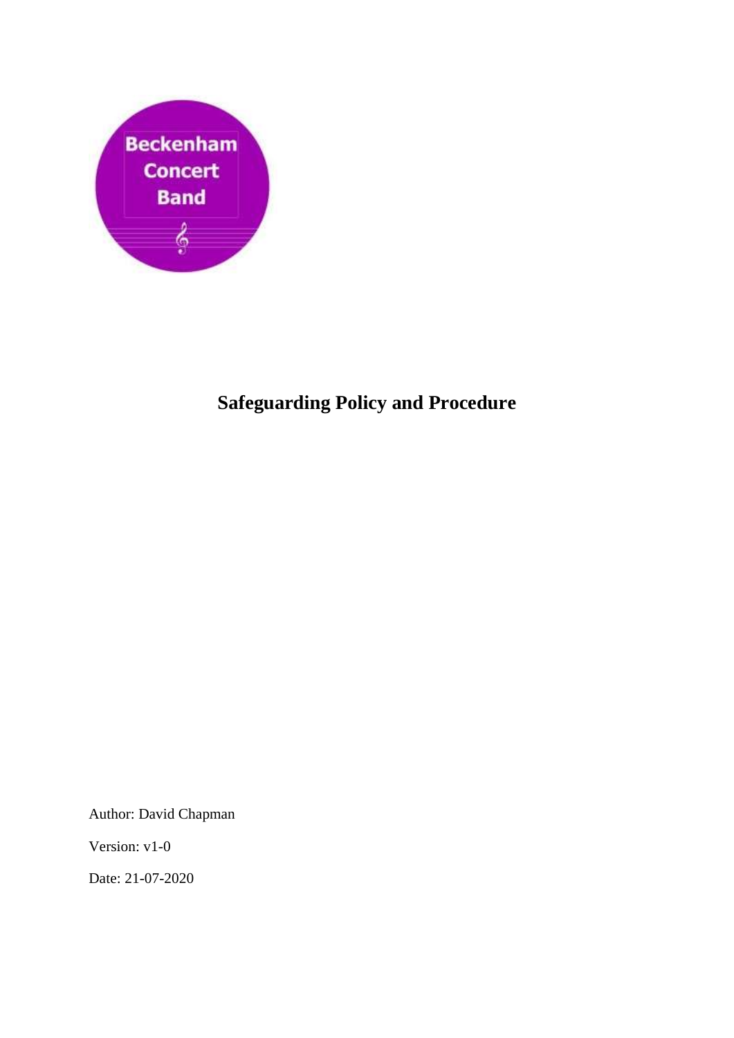Beckenham Concert Band

# Safeguarding Policy and Procedure

Author: David Chapman

Version: v1-0

Date: 21-07-2020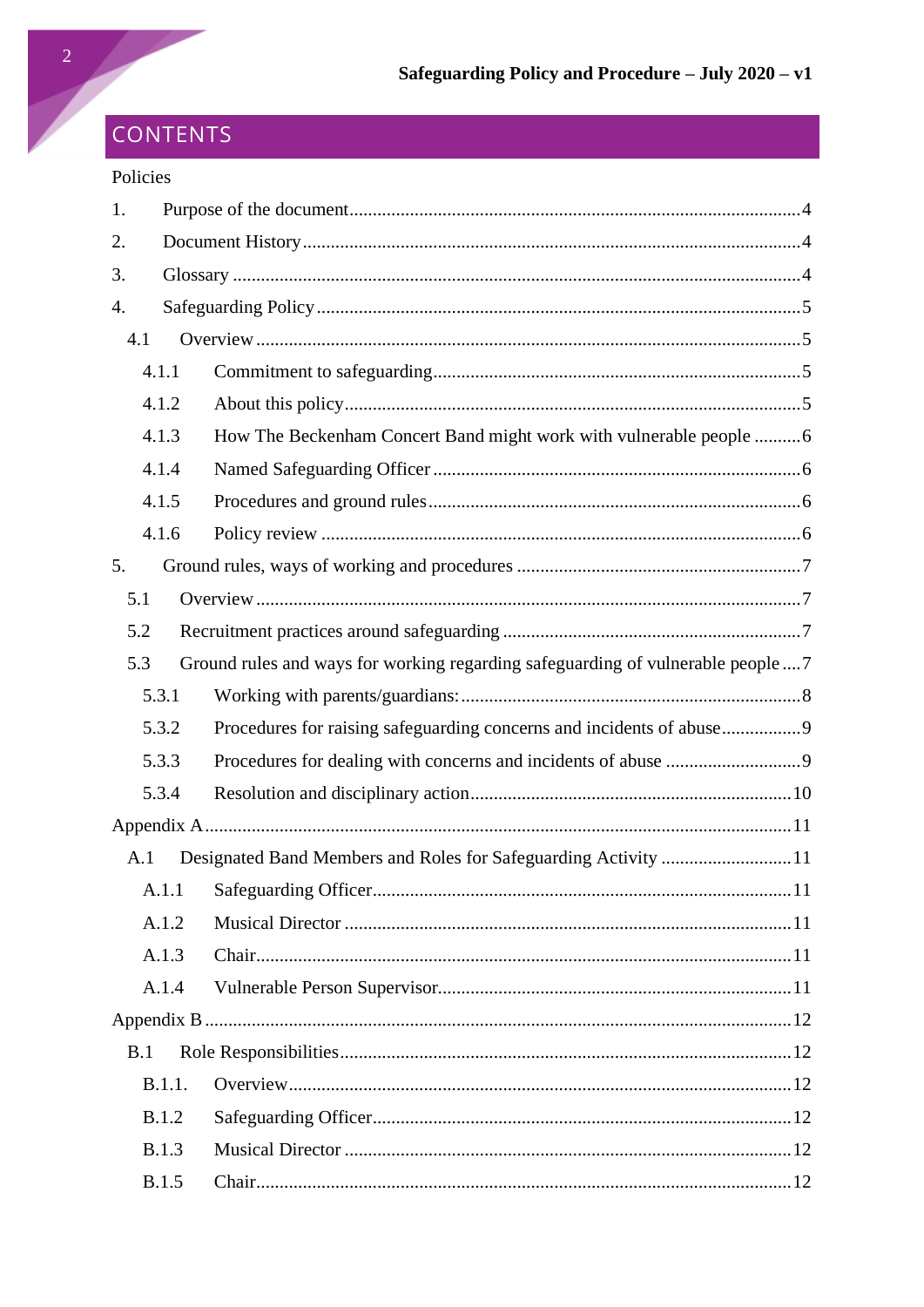# CONTENTS

Policies

1. Purpose of the document ....................................................................................4
2. Document History .............................................................................................4
3. Glossary ...........................................................................................................4
4. Safeguarding Policy ..........................................................................................5
   - 4.1 Overview .....................................................................................................5
     - 4.1.1 Commitment to safeguarding ..................................................................5
     - 4.1.2 About this policy .....................................................................................5
     - 4.1.3 How The Beckenham Concert Band might work with vulnerable people ..........6
     - 4.1.4 Named Safeguarding Officer ....................................................................6
     - 4.1.5 Procedures and ground rules ...................................................................6
     - 4.1.6 Policy review ..........................................................................................6
5. Ground rules, ways of working and procedures ......................................................7
   - 5.1 Overview .....................................................................................................7
   - 5.2 Recruitment practices around safeguarding ......................................................7
   - 5.3 Ground rules and ways for working regarding safeguarding of vulnerable people ....7
     - 5.3.1 Working with parents/guardians: ...............................................................8
     - 5.3.2 Procedures for raising safeguarding concerns and incidents of abuse ................9
     - 5.3.3 Procedures for dealing with concerns and incidents of abuse ............................9
     - 5.3.4 Resolution and disciplinary action ..............................................................10

Appendix A ...............................................................................................................11

- A.1 Designated Band Members and Roles for Safeguarding Activity ............................11
  - A.1.1 Safeguarding Officer .................................................................................11
  - A.1.2 Musical Director .......................................................................................11
  - A.1.3 Chair .......................................................................................................11
  - A.1.4 Vulnerable Person Supervisor .....................................................................11

Appendix B ...............................................................................................................12

- B.1 Role Responsibilities .......................................................................................12
  - B.1.1. Overview ..................................................................................................12
  - B.1.2 Safeguarding Officer ..................................................................................12
  - B.1.3 Musical Director .........................................................................................12
  - B.1.5 Chair .........................................................................................................12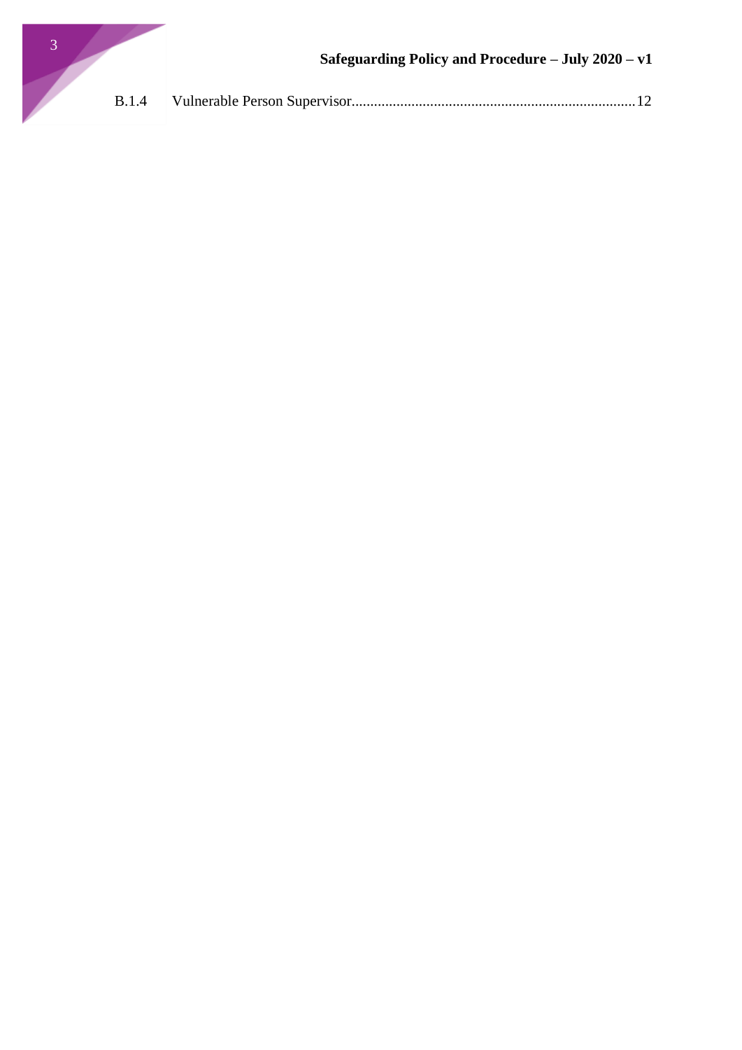B.1.4 Vulnerable Person Supervisor........................................................................12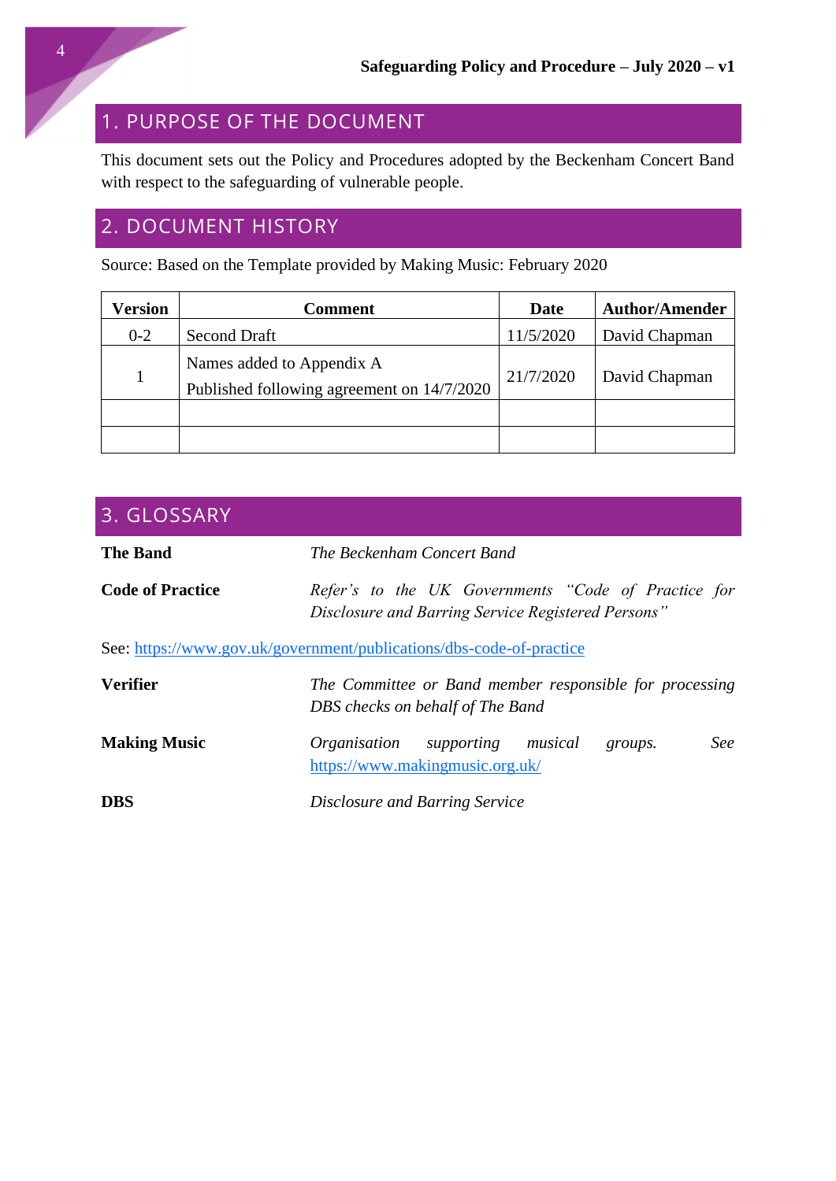## 1. PURPOSE OF THE DOCUMENT

This document sets out the Policy and Procedures adopted by the Beckenham Concert Band with respect to the safeguarding of vulnerable people.

## 2. DOCUMENT HISTORY

Source: Based on the Template provided by Making Music: February 2020

| Version | Comment | Date | Author/Amender |
|---|---|---|---|
| 0-2 | Second Draft | 11/5/2020 | David Chapman |
| 1 | Names added to Appendix A<br>Published following agreement on 14/7/2020 | 21/7/2020 | David Chapman |
| | | | |
| | | | |

## 3. GLOSSARY

**The Band** — *The Beckenham Concert Band*

**Code of Practice** — *Refer's to the UK Governments "Code of Practice for Disclosure and Barring Service Registered Persons"*

See: https://www.gov.uk/government/publications/dbs-code-of-practice

**Verifier** — *The Committee or Band member responsible for processing DBS checks on behalf of The Band*

**Making Music** — *Organisation supporting musical groups. See https://www.makingmusic.org.uk/*

**DBS** — *Disclosure and Barring Service*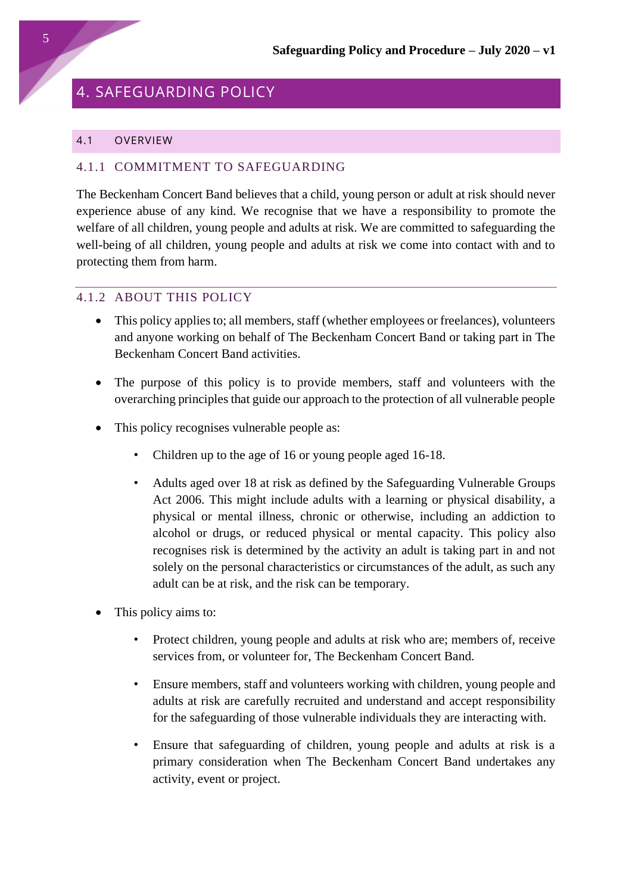# 4. SAFEGUARDING POLICY

## 4.1 OVERVIEW

### 4.1.1 COMMITMENT TO SAFEGUARDING

The Beckenham Concert Band believes that a child, young person or adult at risk should never experience abuse of any kind. We recognise that we have a responsibility to promote the welfare of all children, young people and adults at risk. We are committed to safeguarding the well-being of all children, young people and adults at risk we come into contact with and to protecting them from harm.

### 4.1.2 ABOUT THIS POLICY

- This policy applies to; all members, staff (whether employees or freelances), volunteers and anyone working on behalf of The Beckenham Concert Band or taking part in The Beckenham Concert Band activities.

- The purpose of this policy is to provide members, staff and volunteers with the overarching principles that guide our approach to the protection of all vulnerable people

- This policy recognises vulnerable people as:

    - Children up to the age of 16 or young people aged 16-18.

    - Adults aged over 18 at risk as defined by the Safeguarding Vulnerable Groups Act 2006. This might include adults with a learning or physical disability, a physical or mental illness, chronic or otherwise, including an addiction to alcohol or drugs, or reduced physical or mental capacity. This policy also recognises risk is determined by the activity an adult is taking part in and not solely on the personal characteristics or circumstances of the adult, as such any adult can be at risk, and the risk can be temporary.

- This policy aims to:

    - Protect children, young people and adults at risk who are; members of, receive services from, or volunteer for, The Beckenham Concert Band.

    - Ensure members, staff and volunteers working with children, young people and adults at risk are carefully recruited and understand and accept responsibility for the safeguarding of those vulnerable individuals they are interacting with.

    - Ensure that safeguarding of children, young people and adults at risk is a primary consideration when The Beckenham Concert Band undertakes any activity, event or project.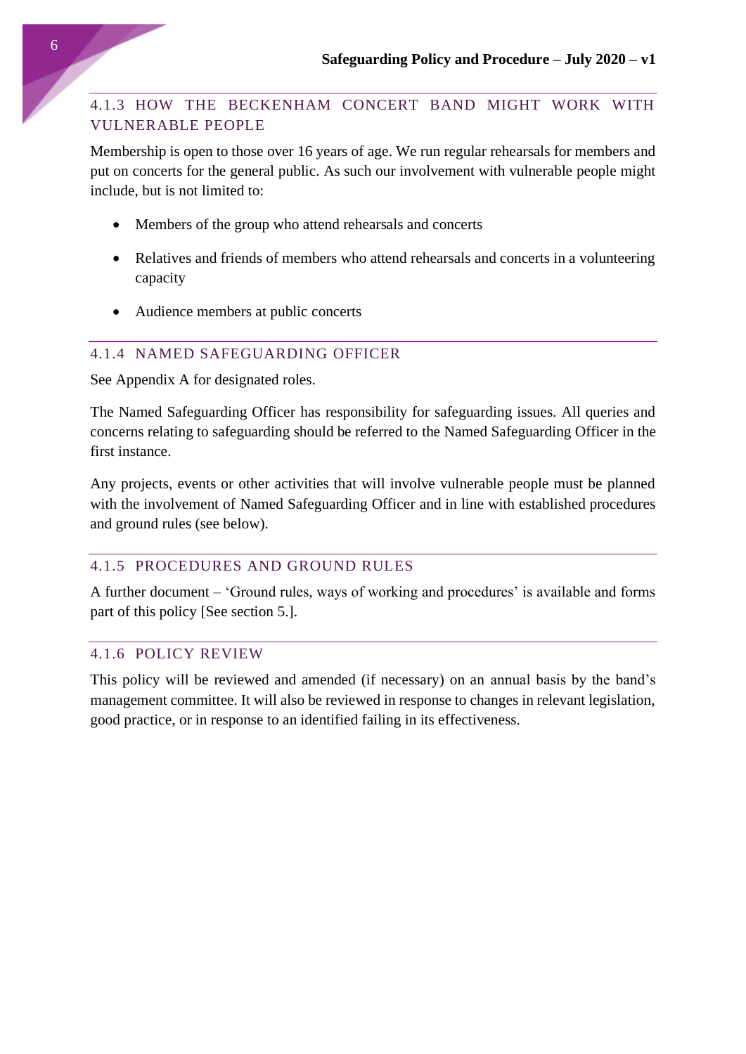### 4.1.3 HOW THE BECKENHAM CONCERT BAND MIGHT WORK WITH VULNERABLE PEOPLE

Membership is open to those over 16 years of age. We run regular rehearsals for members and put on concerts for the general public. As such our involvement with vulnerable people might include, but is not limited to:

- Members of the group who attend rehearsals and concerts
- Relatives and friends of members who attend rehearsals and concerts in a volunteering capacity
- Audience members at public concerts

### 4.1.4 NAMED SAFEGUARDING OFFICER

See Appendix A for designated roles.

The Named Safeguarding Officer has responsibility for safeguarding issues. All queries and concerns relating to safeguarding should be referred to the Named Safeguarding Officer in the first instance.

Any projects, events or other activities that will involve vulnerable people must be planned with the involvement of Named Safeguarding Officer and in line with established procedures and ground rules (see below).

### 4.1.5 PROCEDURES AND GROUND RULES

A further document – 'Ground rules, ways of working and procedures' is available and forms part of this policy [See section 5.].

### 4.1.6 POLICY REVIEW

This policy will be reviewed and amended (if necessary) on an annual basis by the band's management committee. It will also be reviewed in response to changes in relevant legislation, good practice, or in response to an identified failing in its effectiveness.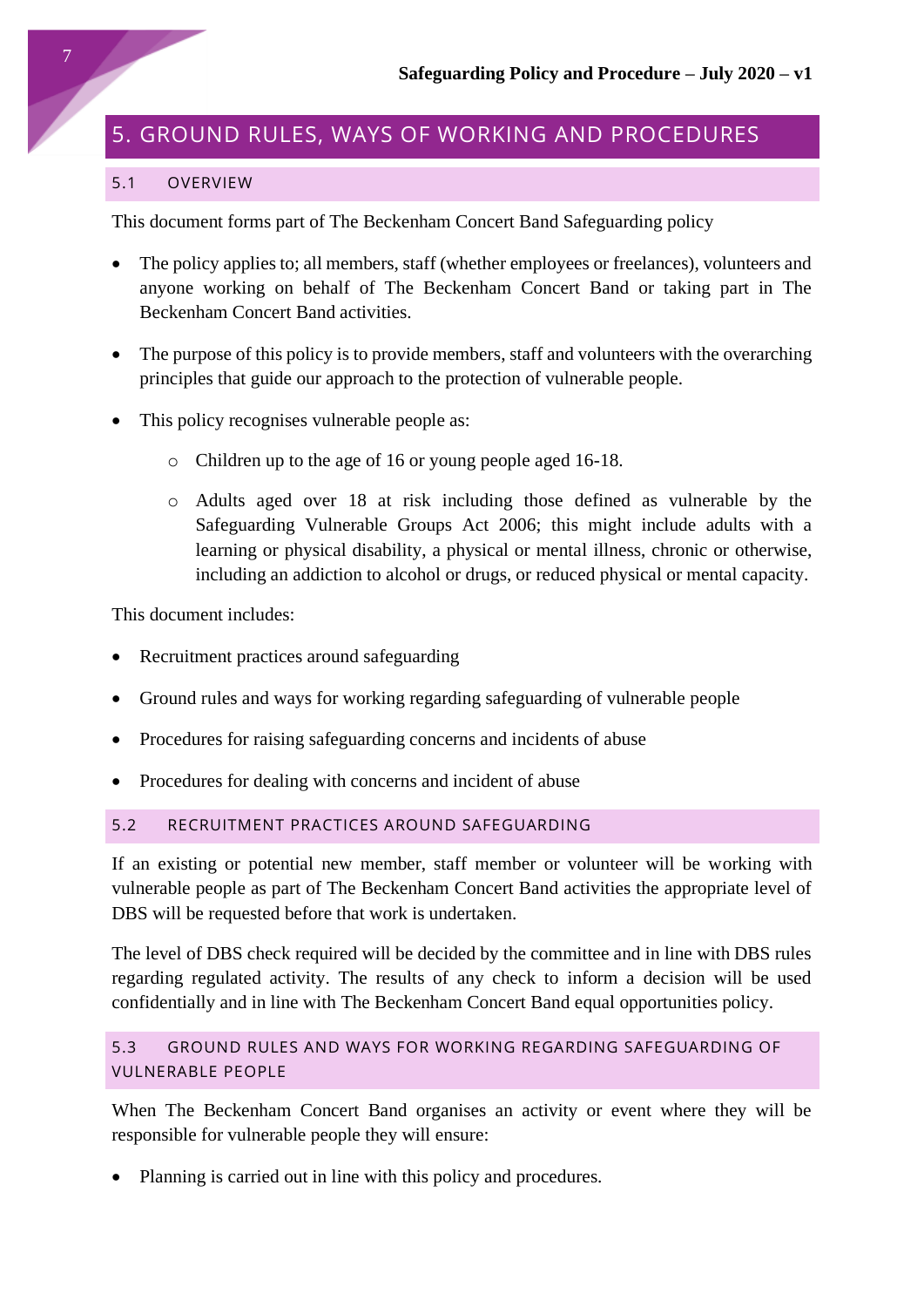# 5. GROUND RULES, WAYS OF WORKING AND PROCEDURES

## 5.1 OVERVIEW

This document forms part of The Beckenham Concert Band Safeguarding policy

- The policy applies to; all members, staff (whether employees or freelances), volunteers and anyone working on behalf of The Beckenham Concert Band or taking part in The Beckenham Concert Band activities.
- The purpose of this policy is to provide members, staff and volunteers with the overarching principles that guide our approach to the protection of vulnerable people.
- This policy recognises vulnerable people as:
  - Children up to the age of 16 or young people aged 16-18.
  - Adults aged over 18 at risk including those defined as vulnerable by the Safeguarding Vulnerable Groups Act 2006; this might include adults with a learning or physical disability, a physical or mental illness, chronic or otherwise, including an addiction to alcohol or drugs, or reduced physical or mental capacity.

This document includes:

- Recruitment practices around safeguarding
- Ground rules and ways for working regarding safeguarding of vulnerable people
- Procedures for raising safeguarding concerns and incidents of abuse
- Procedures for dealing with concerns and incident of abuse

## 5.2 RECRUITMENT PRACTICES AROUND SAFEGUARDING

If an existing or potential new member, staff member or volunteer will be working with vulnerable people as part of The Beckenham Concert Band activities the appropriate level of DBS will be requested before that work is undertaken.

The level of DBS check required will be decided by the committee and in line with DBS rules regarding regulated activity. The results of any check to inform a decision will be used confidentially and in line with The Beckenham Concert Band equal opportunities policy.

## 5.3 GROUND RULES AND WAYS FOR WORKING REGARDING SAFEGUARDING OF VULNERABLE PEOPLE

When The Beckenham Concert Band organises an activity or event where they will be responsible for vulnerable people they will ensure:

- Planning is carried out in line with this policy and procedures.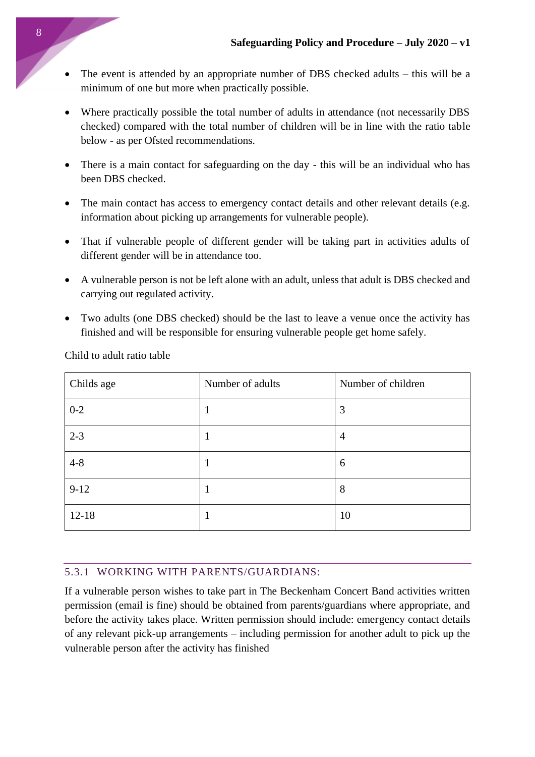- The event is attended by an appropriate number of DBS checked adults – this will be a minimum of one but more when practically possible.
- Where practically possible the total number of adults in attendance (not necessarily DBS checked) compared with the total number of children will be in line with the ratio table below - as per Ofsted recommendations.
- There is a main contact for safeguarding on the day - this will be an individual who has been DBS checked.
- The main contact has access to emergency contact details and other relevant details (e.g. information about picking up arrangements for vulnerable people).
- That if vulnerable people of different gender will be taking part in activities adults of different gender will be in attendance too.
- A vulnerable person is not be left alone with an adult, unless that adult is DBS checked and carrying out regulated activity.
- Two adults (one DBS checked) should be the last to leave a venue once the activity has finished and will be responsible for ensuring vulnerable people get home safely.

Child to adult ratio table

| Childs age | Number of adults | Number of children |
|---|---|---|
| 0-2 | 1 | 3 |
| 2-3 | 1 | 4 |
| 4-8 | 1 | 6 |
| 9-12 | 1 | 8 |
| 12-18 | 1 | 10 |

### 5.3.1 WORKING WITH PARENTS/GUARDIANS:

If a vulnerable person wishes to take part in The Beckenham Concert Band activities written permission (email is fine) should be obtained from parents/guardians where appropriate, and before the activity takes place. Written permission should include: emergency contact details of any relevant pick-up arrangements – including permission for another adult to pick up the vulnerable person after the activity has finished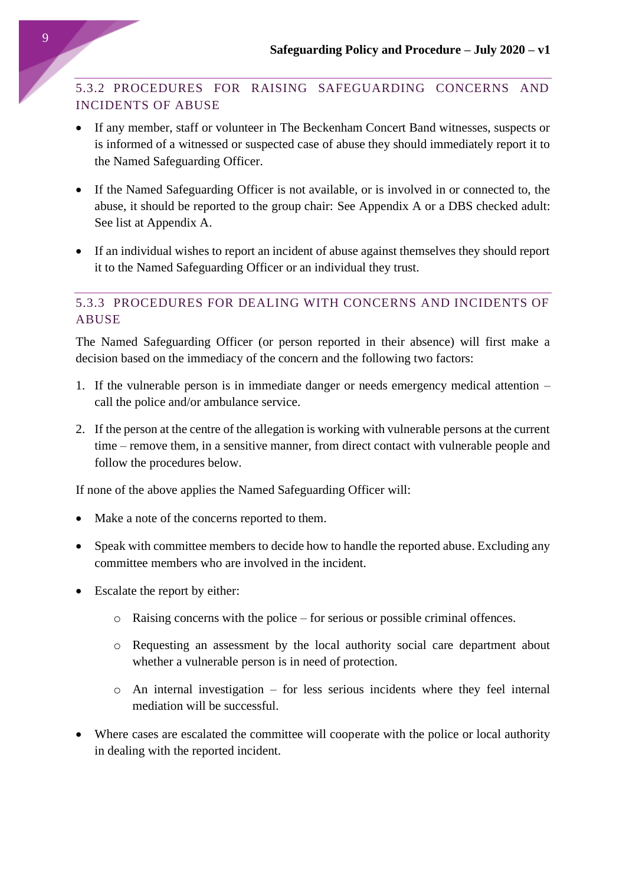### 5.3.2 PROCEDURES FOR RAISING SAFEGUARDING CONCERNS AND INCIDENTS OF ABUSE

- If any member, staff or volunteer in The Beckenham Concert Band witnesses, suspects or is informed of a witnessed or suspected case of abuse they should immediately report it to the Named Safeguarding Officer.
- If the Named Safeguarding Officer is not available, or is involved in or connected to, the abuse, it should be reported to the group chair: See Appendix A or a DBS checked adult: See list at Appendix A.
- If an individual wishes to report an incident of abuse against themselves they should report it to the Named Safeguarding Officer or an individual they trust.

### 5.3.3 PROCEDURES FOR DEALING WITH CONCERNS AND INCIDENTS OF ABUSE

The Named Safeguarding Officer (or person reported in their absence) will first make a decision based on the immediacy of the concern and the following two factors:

1. If the vulnerable person is in immediate danger or needs emergency medical attention – call the police and/or ambulance service.
2. If the person at the centre of the allegation is working with vulnerable persons at the current time – remove them, in a sensitive manner, from direct contact with vulnerable people and follow the procedures below.

If none of the above applies the Named Safeguarding Officer will:

- Make a note of the concerns reported to them.
- Speak with committee members to decide how to handle the reported abuse. Excluding any committee members who are involved in the incident.
- Escalate the report by either:
  - Raising concerns with the police – for serious or possible criminal offences.
  - Requesting an assessment by the local authority social care department about whether a vulnerable person is in need of protection.
  - An internal investigation – for less serious incidents where they feel internal mediation will be successful.
- Where cases are escalated the committee will cooperate with the police or local authority in dealing with the reported incident.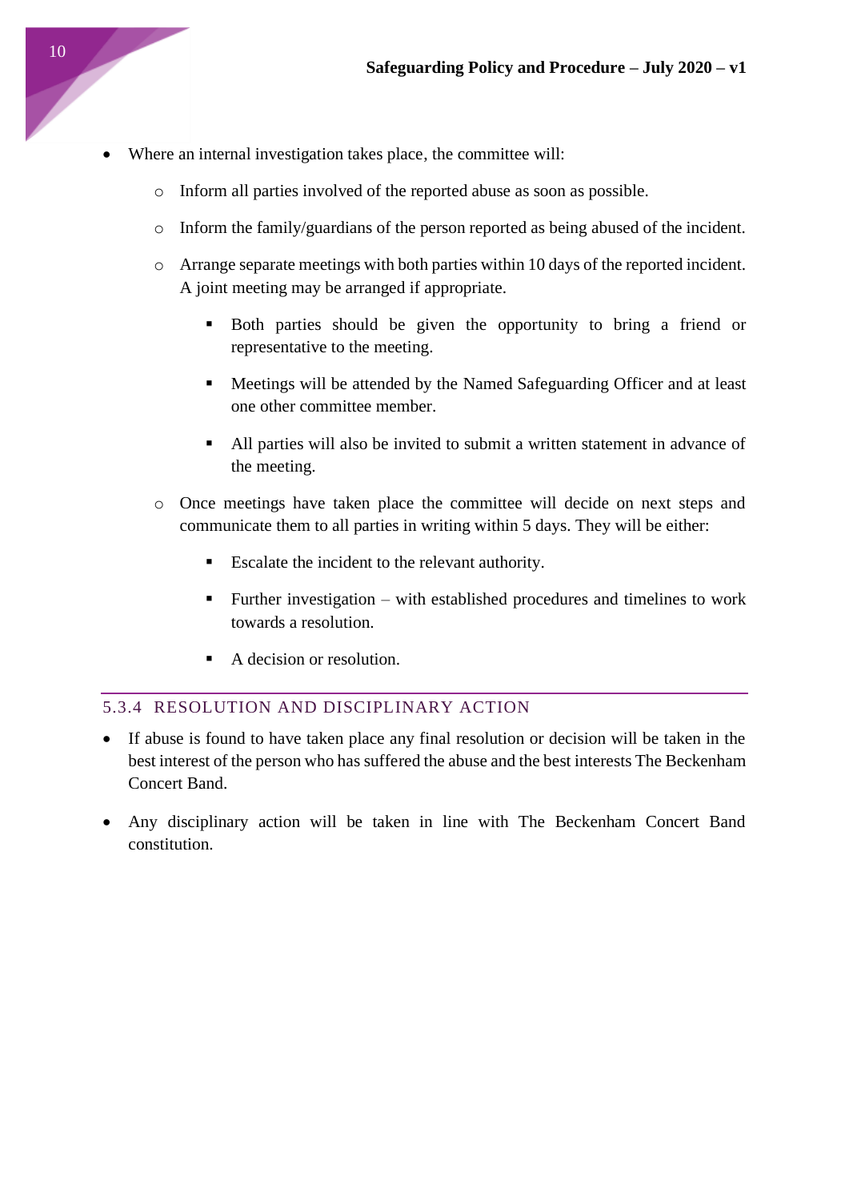- Where an internal investigation takes place, the committee will:
  - Inform all parties involved of the reported abuse as soon as possible.
  - Inform the family/guardians of the person reported as being abused of the incident.
  - Arrange separate meetings with both parties within 10 days of the reported incident. A joint meeting may be arranged if appropriate.
    - Both parties should be given the opportunity to bring a friend or representative to the meeting.
    - Meetings will be attended by the Named Safeguarding Officer and at least one other committee member.
    - All parties will also be invited to submit a written statement in advance of the meeting.
  - Once meetings have taken place the committee will decide on next steps and communicate them to all parties in writing within 5 days. They will be either:
    - Escalate the incident to the relevant authority.
    - Further investigation – with established procedures and timelines to work towards a resolution.
    - A decision or resolution.

#### 5.3.4 RESOLUTION AND DISCIPLINARY ACTION

- If abuse is found to have taken place any final resolution or decision will be taken in the best interest of the person who has suffered the abuse and the best interests The Beckenham Concert Band.
- Any disciplinary action will be taken in line with The Beckenham Concert Band constitution.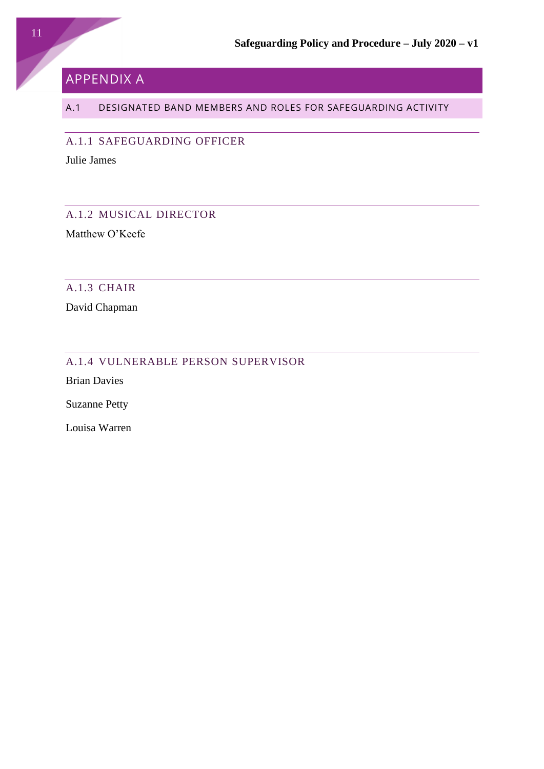# APPENDIX A

## A.1 DESIGNATED BAND MEMBERS AND ROLES FOR SAFEGUARDING ACTIVITY

### A.1.1 SAFEGUARDING OFFICER

Julie James

### A.1.2 MUSICAL DIRECTOR

Matthew O’Keefe

### A.1.3 CHAIR

David Chapman

### A.1.4 VULNERABLE PERSON SUPERVISOR

Brian Davies

Suzanne Petty

Louisa Warren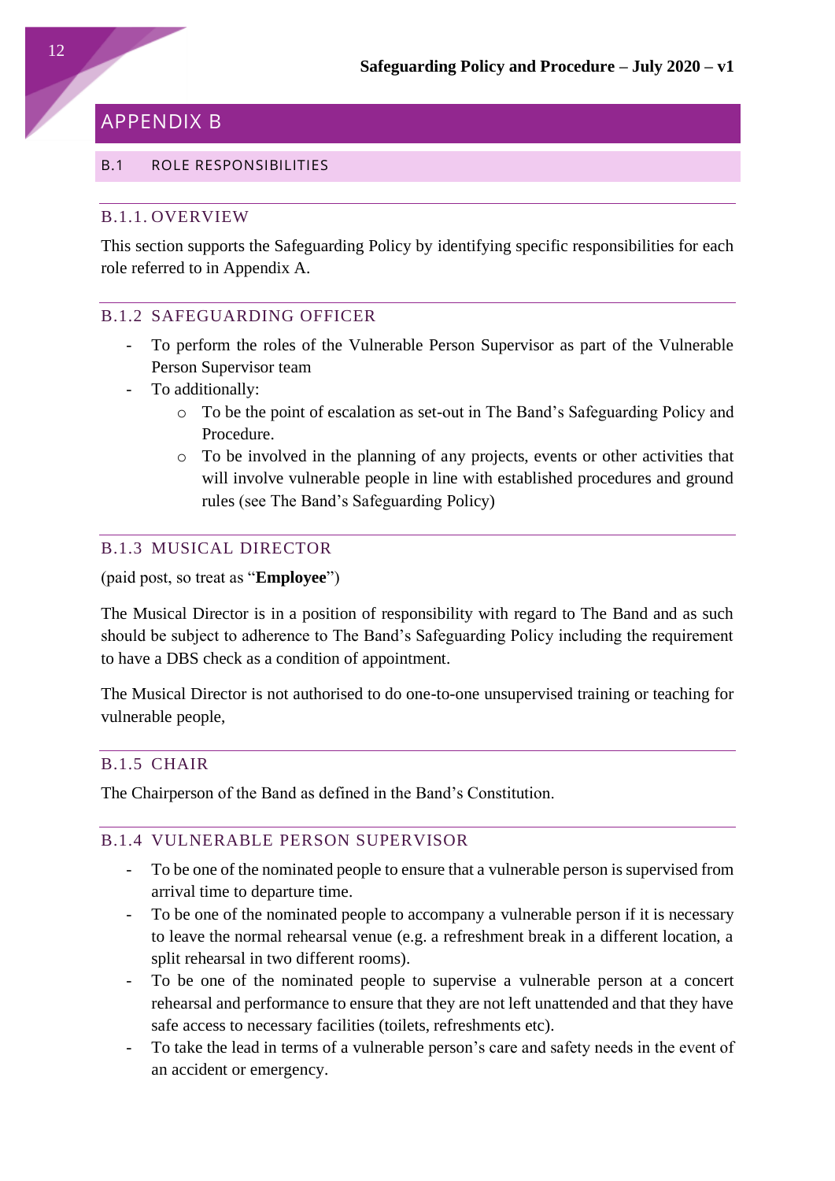# APPENDIX B

## B.1 ROLE RESPONSIBILITIES

### B.1.1. OVERVIEW

This section supports the Safeguarding Policy by identifying specific responsibilities for each role referred to in Appendix A.

### B.1.2 SAFEGUARDING OFFICER

- To perform the roles of the Vulnerable Person Supervisor as part of the Vulnerable Person Supervisor team
- To additionally:
    - To be the point of escalation as set-out in The Band's Safeguarding Policy and Procedure.
    - To be involved in the planning of any projects, events or other activities that will involve vulnerable people in line with established procedures and ground rules (see The Band's Safeguarding Policy)

### B.1.3 MUSICAL DIRECTOR

(paid post, so treat as "**Employee**")

The Musical Director is in a position of responsibility with regard to The Band and as such should be subject to adherence to The Band's Safeguarding Policy including the requirement to have a DBS check as a condition of appointment.

The Musical Director is not authorised to do one-to-one unsupervised training or teaching for vulnerable people,

### B.1.5 CHAIR

The Chairperson of the Band as defined in the Band's Constitution.

### B.1.4 VULNERABLE PERSON SUPERVISOR

- To be one of the nominated people to ensure that a vulnerable person is supervised from arrival time to departure time.
- To be one of the nominated people to accompany a vulnerable person if it is necessary to leave the normal rehearsal venue (e.g. a refreshment break in a different location, a split rehearsal in two different rooms).
- To be one of the nominated people to supervise a vulnerable person at a concert rehearsal and performance to ensure that they are not left unattended and that they have safe access to necessary facilities (toilets, refreshments etc).
- To take the lead in terms of a vulnerable person's care and safety needs in the event of an accident or emergency.